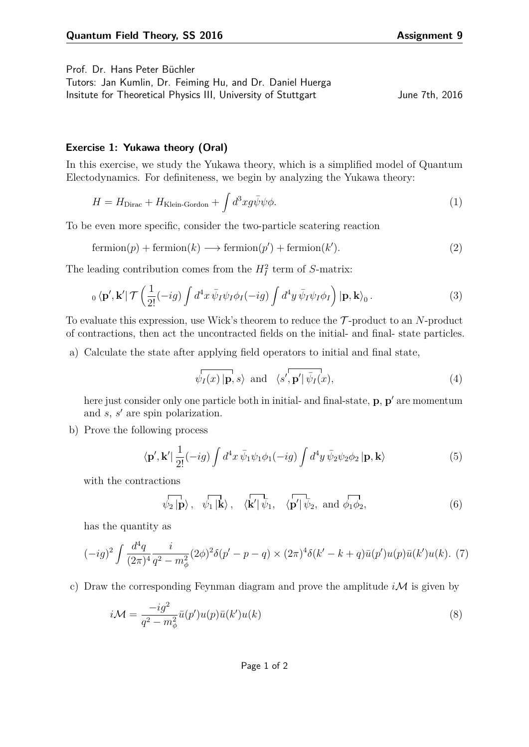Prof. Dr. Hans Peter Büchler
Tutors: Jan Kumlin, Dr. Feiming Hu, and Dr. Daniel Huerga
Insitute for Theoretical Physics III, University of Stuttgart June 7th, 2016

### Exercise 1: Yukawa theory (Oral)

In this exercise, we study the Yukawa theory, which is a simplified model of Quantum Electodynamics. For definiteness, we begin by analyzing the Yukawa theory:

$$H = H_{\text{Dirac}} + H_{\text{Klein-Gordon}} + \int d^3x g\bar{\psi}\psi\phi. \tag{1}$$

To be even more specific, consider the two-particle scatering reaction

$$\text{fermion}(p) + \text{fermion}(k) \longrightarrow \text{fermion}(p') + \text{fermion}(k'). \tag{2}$$

The leading contribution comes from the $H_I^2$ term of $S$-matrix:

$${}_0\langle \mathbf{p}', \mathbf{k}' | \mathcal{T}\left(\frac{1}{2!}(-ig)\int d^4x\, \bar{\psi}_I\psi_I\phi_I(-ig)\int d^4y\, \bar{\psi}_I\psi_I\phi_I\right) |\mathbf{p}, \mathbf{k}\rangle_0 . \tag{3}$$

To evaluate this expression, use Wick's theorem to reduce the $\mathcal{T}$-product to an $N$-product of contractions, then act the uncontracted fields on the initial- and final- state particles.

a) Calculate the state after applying field operators to initial and final state,

$$\overline{\psi_I(x) |\mathbf{p}}, s\rangle \ \text{ and } \ \langle s', \overline{\mathbf{p}'| \bar{\psi}_I}(x), \tag{4}$$

here just consider only one particle both in initial- and final-state, $\mathbf{p}$, $\mathbf{p}'$ are momentum and $s$, $s'$ are spin polarization.

b) Prove the following process

$$\langle \mathbf{p}', \mathbf{k}' | \frac{1}{2!}(-ig)\int d^4x\, \bar{\psi}_1\psi_1\phi_1(-ig)\int d^4y\, \bar{\psi}_2\psi_2\phi_2 |\mathbf{p}, \mathbf{k}\rangle \tag{5}$$

with the contractions

$$\overline{\psi_2 |\mathbf{p}}\rangle, \quad \overline{\psi_1 |\mathbf{k}}\rangle, \quad \langle \overline{\mathbf{k}'| \bar{\psi}}_1, \quad \langle \overline{\mathbf{p}'| \bar{\psi}}_2, \text{ and } \overline{\phi_1\phi_2}, \tag{6}$$

has the quantity as

$$(-ig)^2 \int \frac{d^4q}{(2\pi)^4} \frac{i}{q^2 - m_\phi^2} (2\phi)^2 \delta(p' - p - q) \times (2\pi)^4 \delta(k' - k + q) \bar{u}(p') u(p) \bar{u}(k') u(k). \tag{7}$$

c) Draw the corresponding Feynman diagram and prove the amplitude $i\mathcal{M}$ is given by

$$i\mathcal{M} = \frac{-ig^2}{q^2 - m_\phi^2} \bar{u}(p') u(p) \bar{u}(k') u(k) \tag{8}$$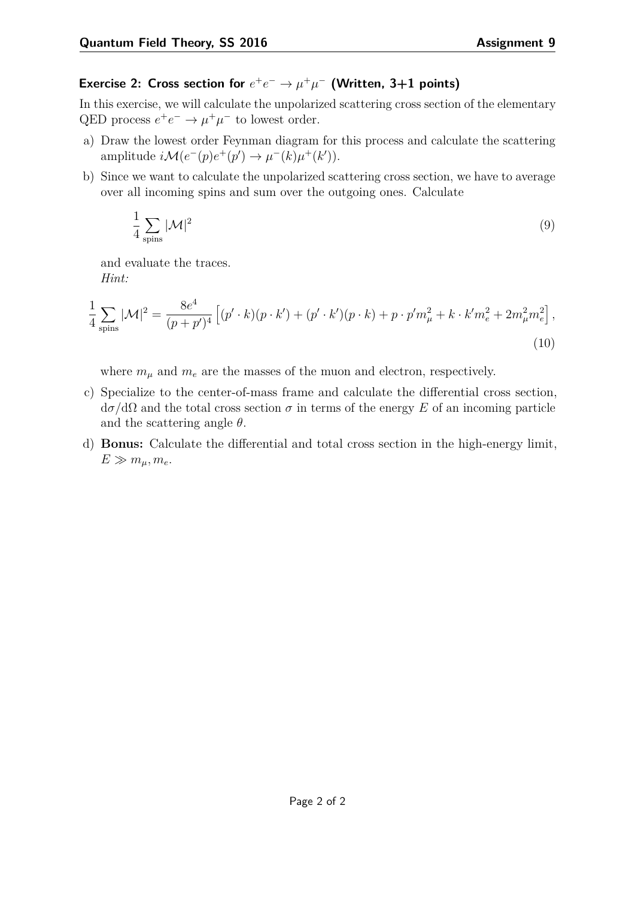### Exercise 2: Cross section for $e^+e^- \to \mu^+\mu^-$ (Written, 3+1 points)

In this exercise, we will calculate the unpolarized scattering cross section of the elementary QED process $e^+e^- \to \mu^+\mu^-$ to lowest order.

a) Draw the lowest order Feynman diagram for this process and calculate the scattering amplitude $i\mathcal{M}(e^-(p)e^+(p') \to \mu^-(k)\mu^+(k'))$.

b) Since we want to calculate the unpolarized scattering cross section, we have to average over all incoming spins and sum over the outgoing ones. Calculate

$$\frac{1}{4}\sum_{\text{spins}} |\mathcal{M}|^2 \tag{9}$$

and evaluate the traces.
*Hint:*

$$\frac{1}{4}\sum_{\text{spins}} |\mathcal{M}|^2 = \frac{8e^4}{(p+p')^4}\left[(p'\cdot k)(p\cdot k') + (p'\cdot k')(p\cdot k) + p\cdot p' m_\mu^2 + k\cdot k' m_e^2 + 2m_\mu^2 m_e^2\right], \tag{10}$$

where $m_\mu$ and $m_e$ are the masses of the muon and electron, respectively.

c) Specialize to the center-of-mass frame and calculate the differential cross section, $\mathrm{d}\sigma/\mathrm{d}\Omega$ and the total cross section $\sigma$ in terms of the energy $E$ of an incoming particle and the scattering angle $\theta$.

d) **Bonus:** Calculate the differential and total cross section in the high-energy limit, $E \gg m_\mu, m_e$.